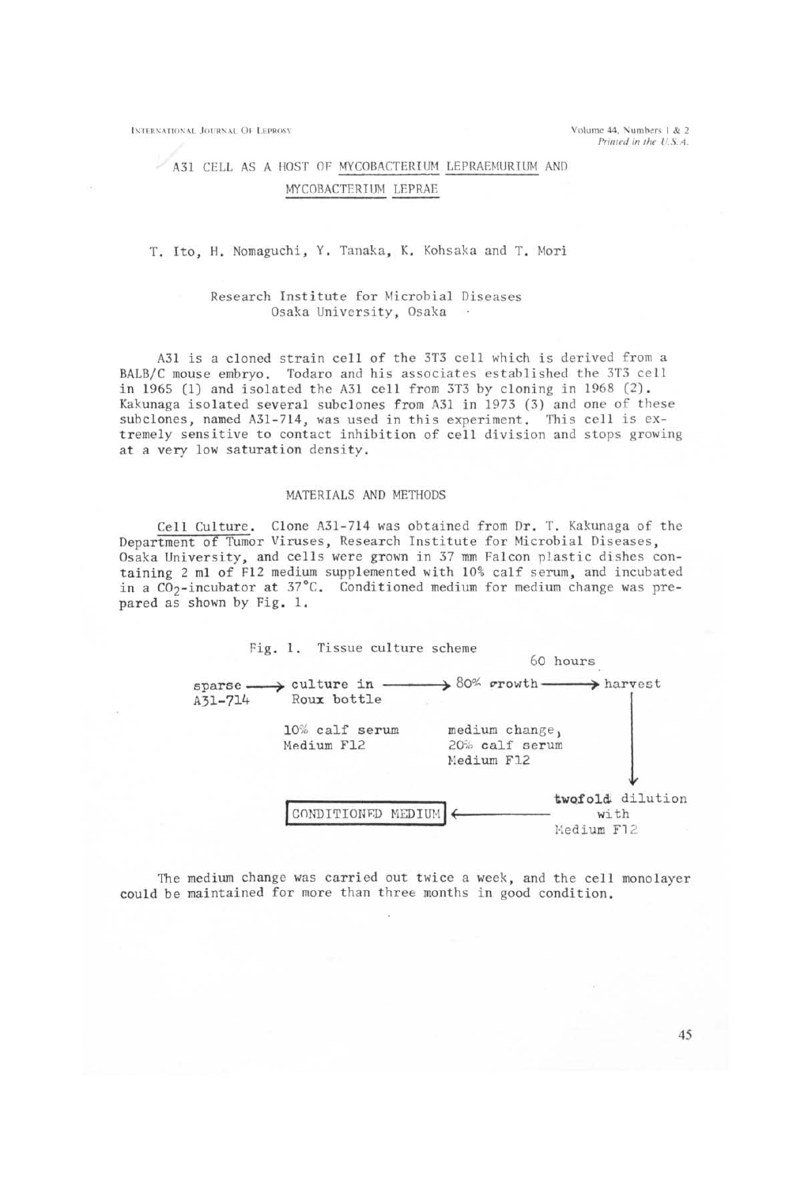# A31 CELL AS A HOST OF MYCOBACTERIUM LEPRAEMURIUM AND MYCOBACTERIUM LEPRAE

T. Ito, H. Nomaguchi, Y. Tanaka, K. Kohsaka and T. Mori

Research Institute for Microbial Diseases
Osaka University, Osaka

A31 is a cloned strain cell of the 3T3 cell which is derived from a BALB/C mouse embryo. Todaro and his associates established the 3T3 cell in 1965 (1) and isolated the A31 cell from 3T3 by cloning in 1968 (2). Kakunaga isolated several subclones from A31 in 1973 (3) and one of these subclones, named A31-714, was used in this experiment. This cell is extremely sensitive to contact inhibition of cell division and stops growing at a very low saturation density.

## MATERIALS AND METHODS

Cell Culture. Clone A31-714 was obtained from Dr. T. Kakunaga of the Department of Tumor Viruses, Research Institute for Microbial Diseases, Osaka University, and cells were grown in 37 mm Falcon plastic dishes containing 2 ml of F12 medium supplemented with 10% calf serum, and incubated in a $CO_2$-incubator at 37°C. Conditioned medium for medium change was prepared as shown by Fig. 1.

Fig. 1. Tissue culture scheme

sparse A31-714 → culture in Roux bottle (10% calf serum, Medium F12) → 80% growth (medium change, 20% calf serum, Medium F12) → 60 hours → harvest → twofold dilution with Medium F12 → CONDITIONED MEDIUM

The medium change was carried out twice a week, and the cell monolayer could be maintained for more than three months in good condition.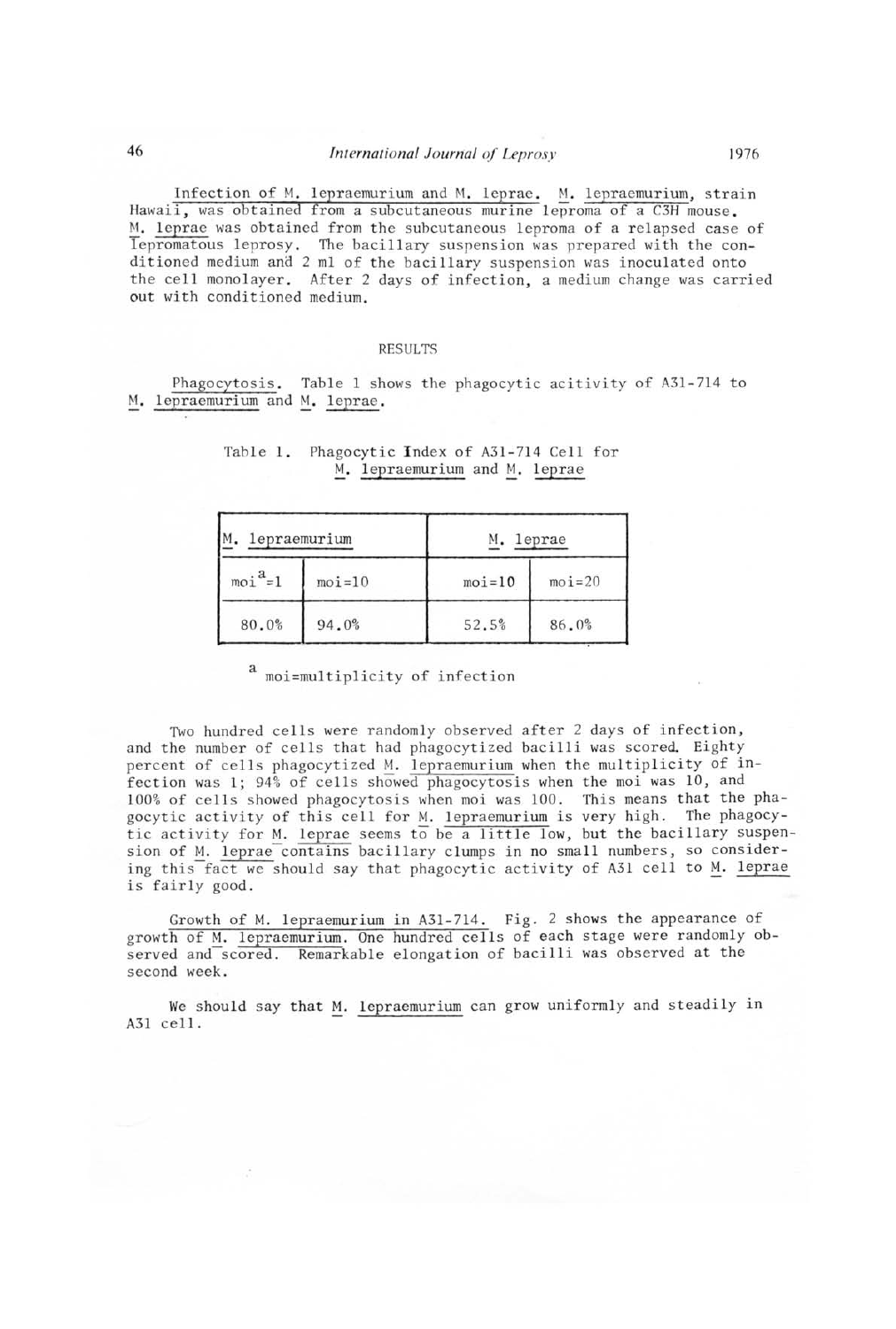Infection of M. lepraemurium and M. leprae. M. lepraemurium, strain Hawaii, was obtained from a subcutaneous murine leproma of a C3H mouse. M. leprae was obtained from the subcutaneous leproma of a relapsed case of lepromatous leprosy. The bacillary suspension was prepared with the conditioned medium and 2 ml of the bacillary suspension was inoculated onto the cell monolayer. After 2 days of infection, a medium change was carried out with conditioned medium.

## RESULTS

Phagocytosis. Table 1 shows the phagocytic acitivity of A31-714 to M. lepraemurium and M. leprae.

Table 1. Phagocytic Index of A31-714 Cell for M. lepraemurium and M. leprae

| M. lepraemurium | | M. leprae | |
|---|---|---|---|
| moi[a]=1 | moi=10 | moi=10 | moi=20 |
| 80.0% | 94.0% | 52.5% | 86.0% |

[a] moi=multiplicity of infection

Two hundred cells were randomly observed after 2 days of infection, and the number of cells that had phagocytized bacilli was scored. Eighty percent of cells phagocytized M. lepraemurium when the multiplicity of infection was 1; 94% of cells showed phagocytosis when the moi was 10, and 100% of cells showed phagocytosis when moi was 100. This means that the phagocytic activity of this cell for M. lepraemurium is very high. The phagocytic activity for M. leprae seems to be a little low, but the bacillary suspension of M. leprae contains bacillary clumps in no small numbers, so considering this fact we should say that phagocytic activity of A31 cell to M. leprae is fairly good.

Growth of M. lepraemurium in A31-714. Fig. 2 shows the appearance of growth of M. lepraemurium. One hundred cells of each stage were randomly observed and scored. Remarkable elongation of bacilli was observed at the second week.

We should say that M. lepraemurium can grow uniformly and steadily in A31 cell.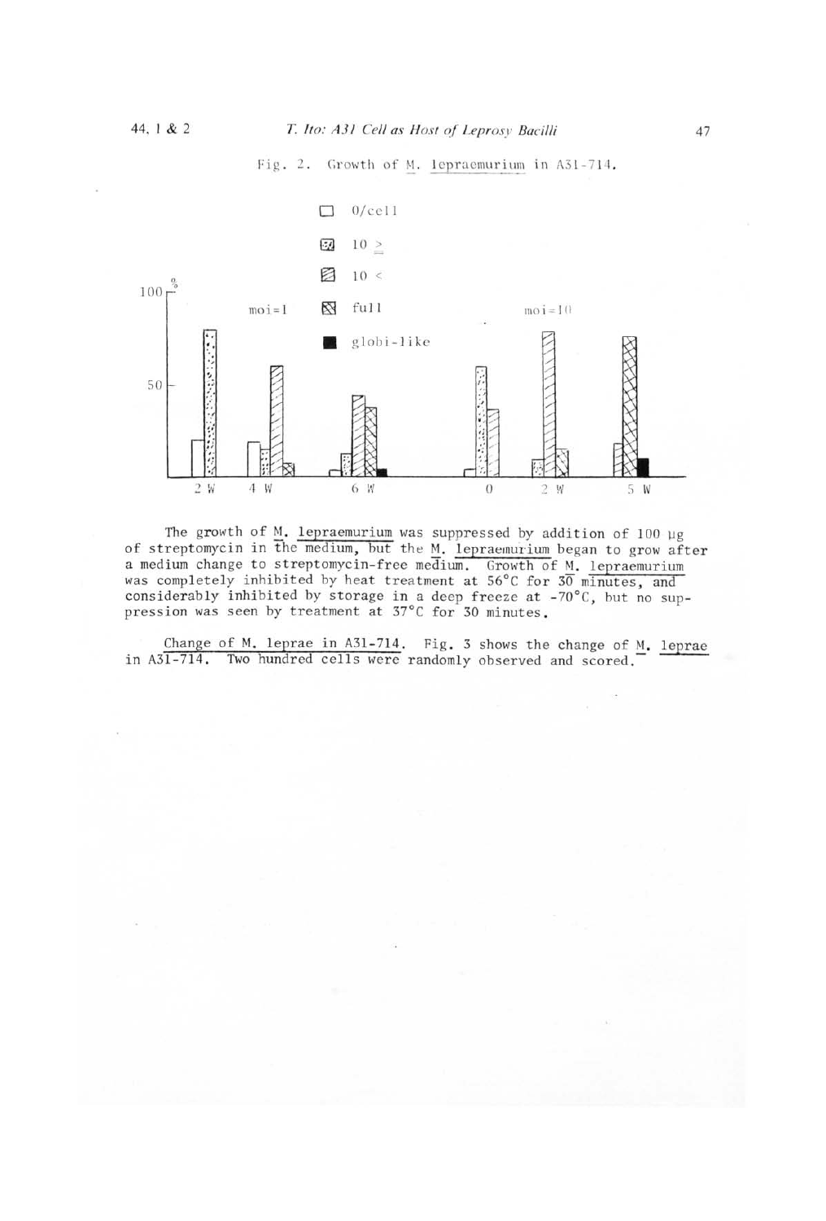Fig. 2. Growth of M. lepraemurium in A31-714.

The growth of M. lepraemurium was suppressed by addition of 100 μg of streptomycin in the medium, but the M. lepraemurium began to grow after a medium change to streptomycin-free medium. Growth of M. lepraemurium was completely inhibited by heat treatment at 56°C for 30 minutes, and considerably inhibited by storage in a deep freeze at -70°C, but no suppression was seen by treatment at 37°C for 30 minutes.

Change of M. leprae in A31-714. Fig. 3 shows the change of M. leprae in A31-714. Two hundred cells were randomly observed and scored.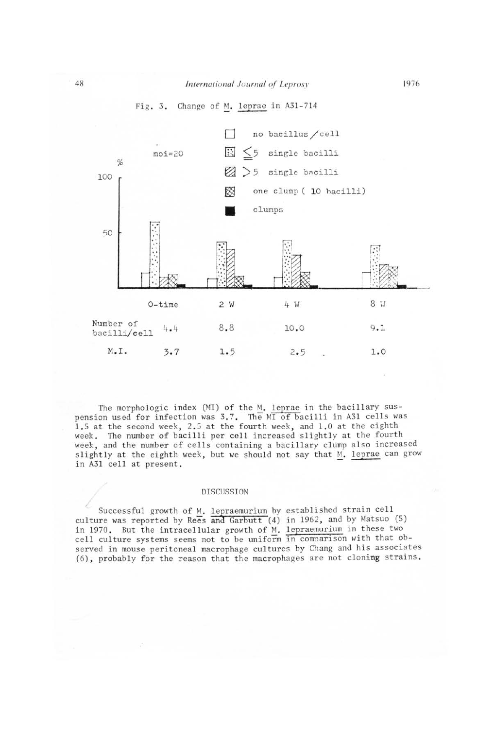Fig. 3. Change of M. leprae in A31-714

moi=20

- no bacillus/cell
- ≤5 single bacilli
- >5 single bacilli
- one clump ( 10 bacilli)
- clumps

| | 0-time | 2 W | 4 W | 8 W |
|---|---|---|---|---|
| Number of bacilli/cell | 4.4 | 8.8 | 10.0 | 9.1 |
| M.I. | 3.7 | 1.5 | 2.5 | 1.0 |

The morphologic index (MI) of the M. leprae in the bacillary suspension used for infection was 3.7. The MI of bacilli in A31 cells was 1.5 at the second week, 2.5 at the fourth week, and 1.0 at the eighth week. The number of bacilli per cell increased slightly at the fourth week, and the number of cells containing a bacillary clump also increased slightly at the eighth week, but we should not say that M. leprae can grow in A31 cell at present.

## DISCUSSION

Successful growth of M. lepraemurium by established strain cell culture was reported by Rees and Garbutt (4) in 1962, and by Matsuo (5) in 1970. But the intracellular growth of M. lepraemurium in these two cell culture systems seems not to be uniform in comparison with that observed in mouse peritoneal macrophage cultures by Chang and his associates (6), probably for the reason that the macrophages are not cloning strains.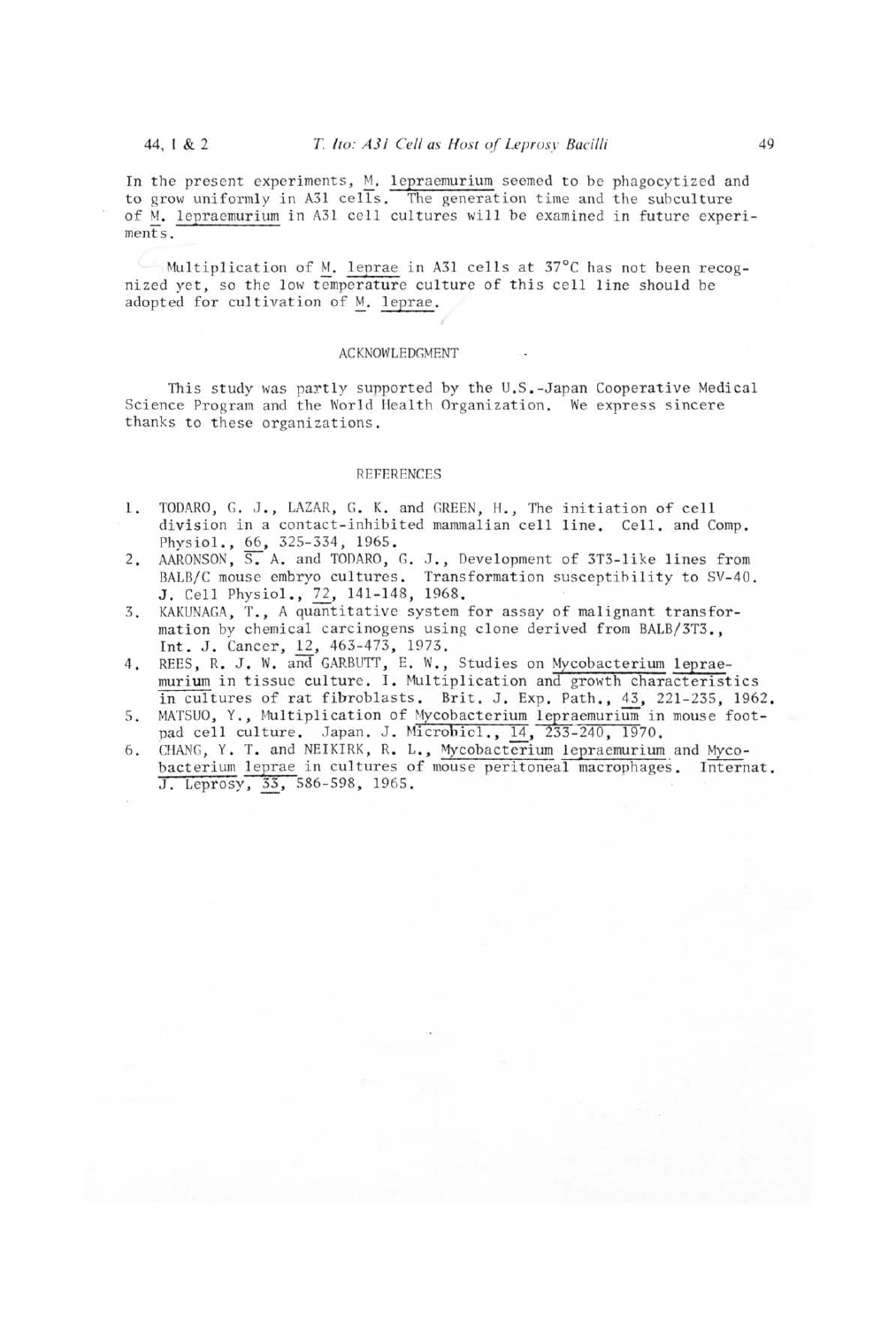In the present experiments, M. lepraemurium seemed to be phagocytized and to grow uniformly in A31 cells. The generation time and the subculture of M. lepraemurium in A31 cell cultures will be examined in future experiments.

Multiplication of M. leprae in A31 cells at 37°C has not been recognized yet, so the low temperature culture of this cell line should be adopted for cultivation of M. leprae.

## ACKNOWLEDGMENT

This study was partly supported by the U.S.-Japan Cooperative Medical Science Program and the World Health Organization. We express sincere thanks to these organizations.

## REFERENCES

1. TODARO, G. J., LAZAR, G. K. and GREEN, H., The initiation of cell division in a contact-inhibited mammalian cell line. Cell. and Comp. Physiol., 66, 325-334, 1965.
2. AARONSON, S. A. and TODARO, G. J., Development of 3T3-like lines from BALB/C mouse embryo cultures. Transformation susceptibility to SV-40. J. Cell Physiol., 72, 141-148, 1968.
3. KAKUNAGA, T., A quantitative system for assay of malignant transformation by chemical carcinogens using clone derived from BALB/3T3., Int. J. Cancer, 12, 463-473, 1973.
4. REES, R. J. W. and GARBUTT, E. W., Studies on Mycobacterium lepraemurium in tissue culture. I. Multiplication and growth characteristics in cultures of rat fibroblasts. Brit. J. Exp. Path., 43, 221-235, 1962.
5. MATSUO, Y., Multiplication of Mycobacterium lepraemurium in mouse footpad cell culture. Japan. J. Microbiol., 14, 233-240, 1970.
6. CHANG, Y. T. and NEIKIRK, R. L., Mycobacterium lepraemurium and Mycobacterium leprae in cultures of mouse peritoneal macrophages. Internat. J. Leprosy, 33, 586-598, 1965.